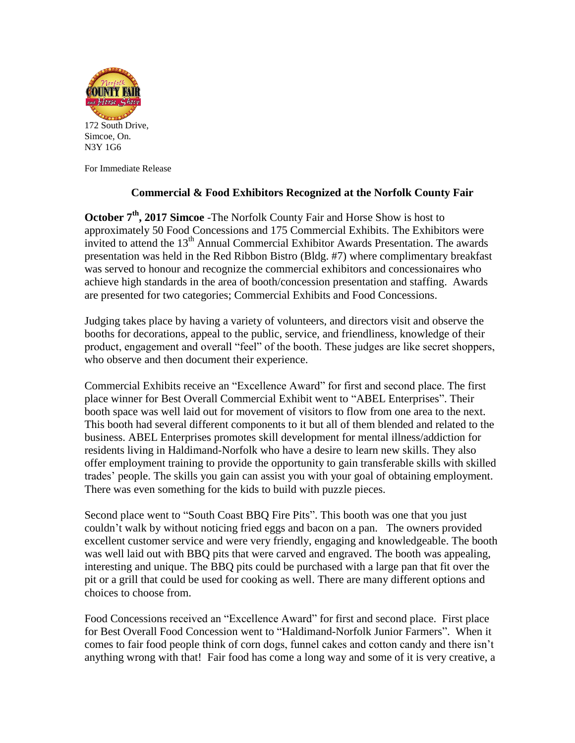172 South Drive,
Simcoe, On.
N3Y 1G6

For Immediate Release

## Commercial & Food Exhibitors Recognized at the Norfolk County Fair

**October 7th, 2017 Simcoe** -The Norfolk County Fair and Horse Show is host to approximately 50 Food Concessions and 175 Commercial Exhibits. The Exhibitors were invited to attend the 13th Annual Commercial Exhibitor Awards Presentation. The awards presentation was held in the Red Ribbon Bistro (Bldg. #7) where complimentary breakfast was served to honour and recognize the commercial exhibitors and concessionaires who achieve high standards in the area of booth/concession presentation and staffing. Awards are presented for two categories; Commercial Exhibits and Food Concessions.

Judging takes place by having a variety of volunteers, and directors visit and observe the booths for decorations, appeal to the public, service, and friendliness, knowledge of their product, engagement and overall "feel" of the booth. These judges are like secret shoppers, who observe and then document their experience.

Commercial Exhibits receive an "Excellence Award" for first and second place. The first place winner for Best Overall Commercial Exhibit went to "ABEL Enterprises". Their booth space was well laid out for movement of visitors to flow from one area to the next. This booth had several different components to it but all of them blended and related to the business. ABEL Enterprises promotes skill development for mental illness/addiction for residents living in Haldimand-Norfolk who have a desire to learn new skills. They also offer employment training to provide the opportunity to gain transferable skills with skilled trades' people. The skills you gain can assist you with your goal of obtaining employment. There was even something for the kids to build with puzzle pieces.

Second place went to "South Coast BBQ Fire Pits". This booth was one that you just couldn't walk by without noticing fried eggs and bacon on a pan. The owners provided excellent customer service and were very friendly, engaging and knowledgeable. The booth was well laid out with BBQ pits that were carved and engraved. The booth was appealing, interesting and unique. The BBQ pits could be purchased with a large pan that fit over the pit or a grill that could be used for cooking as well. There are many different options and choices to choose from.

Food Concessions received an "Excellence Award" for first and second place. First place for Best Overall Food Concession went to "Haldimand-Norfolk Junior Farmers". When it comes to fair food people think of corn dogs, funnel cakes and cotton candy and there isn't anything wrong with that! Fair food has come a long way and some of it is very creative, a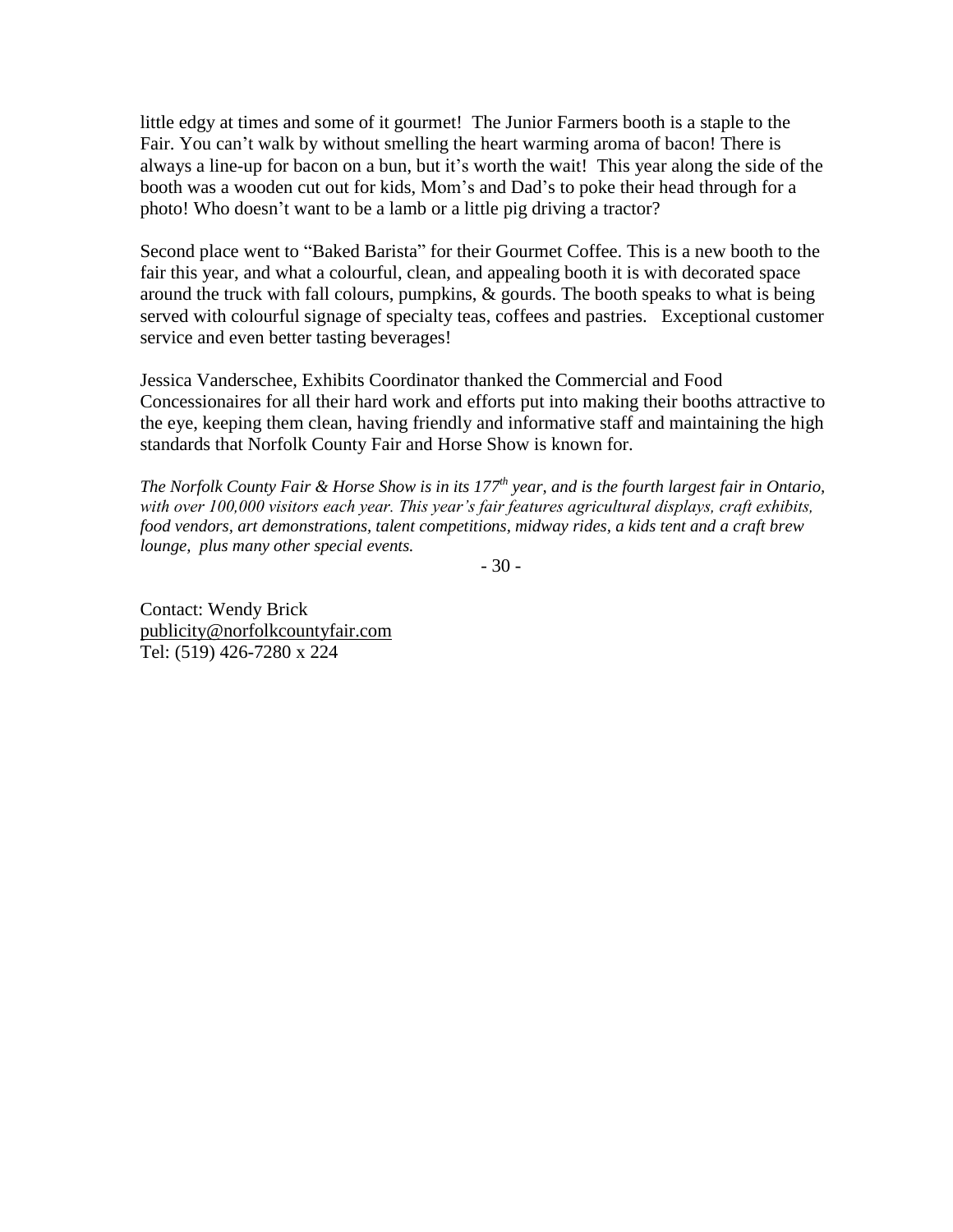little edgy at times and some of it gourmet! The Junior Farmers booth is a staple to the Fair. You can't walk by without smelling the heart warming aroma of bacon! There is always a line-up for bacon on a bun, but it's worth the wait! This year along the side of the booth was a wooden cut out for kids, Mom's and Dad's to poke their head through for a photo! Who doesn't want to be a lamb or a little pig driving a tractor?

Second place went to "Baked Barista" for their Gourmet Coffee. This is a new booth to the fair this year, and what a colourful, clean, and appealing booth it is with decorated space around the truck with fall colours, pumpkins, & gourds. The booth speaks to what is being served with colourful signage of specialty teas, coffees and pastries. Exceptional customer service and even better tasting beverages!

Jessica Vanderschee, Exhibits Coordinator thanked the Commercial and Food Concessionaires for all their hard work and efforts put into making their booths attractive to the eye, keeping them clean, having friendly and informative staff and maintaining the high standards that Norfolk County Fair and Horse Show is known for.

*The Norfolk County Fair & Horse Show is in its 177th year, and is the fourth largest fair in Ontario, with over 100,000 visitors each year. This year's fair features agricultural displays, craft exhibits, food vendors, art demonstrations, talent competitions, midway rides, a kids tent and a craft brew lounge, plus many other special events.*

- 30 -

Contact: Wendy Brick
publicity@norfolkcountyfair.com
Tel: (519) 426-7280 x 224